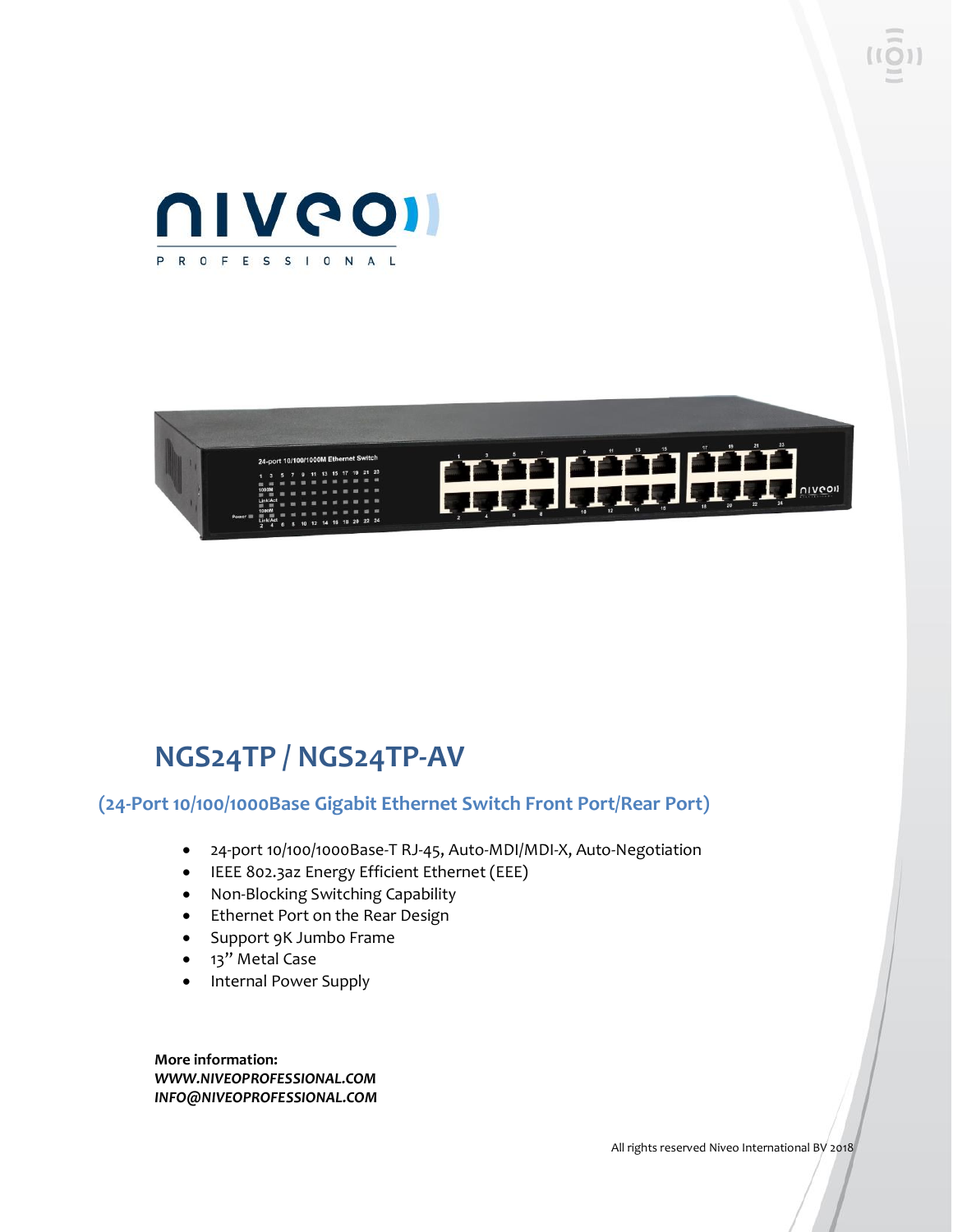# NGS24TP / NGS24TP-AV

## (24-Port 10/100/1000Base Gigabit Ethernet Switch Front Port/Rear Port)

- 24-port 10/100/1000Base-T RJ-45, Auto-MDI/MDI-X, Auto-Negotiation
- IEEE 802.3az Energy Efficient Ethernet (EEE)
- Non-Blocking Switching Capability
- Ethernet Port on the Rear Design
- Support 9K Jumbo Frame
- 13" Metal Case
- Internal Power Supply

**More information:**
***WWW.NIVEOPROFESSIONAL.COM***
***INFO@NIVEOPROFESSIONAL.COM***

All rights reserved Niveo International BV 2018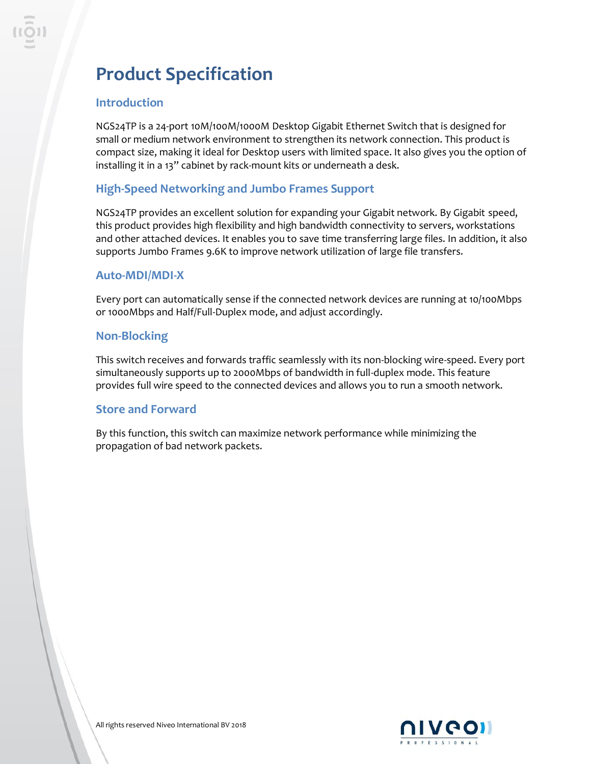# Product Specification

## Introduction

NGS24TP is a 24-port 10M/100M/1000M Desktop Gigabit Ethernet Switch that is designed for small or medium network environment to strengthen its network connection. This product is compact size, making it ideal for Desktop users with limited space. It also gives you the option of installing it in a 13" cabinet by rack-mount kits or underneath a desk.

## High-Speed Networking and Jumbo Frames Support

NGS24TP provides an excellent solution for expanding your Gigabit network. By Gigabit speed, this product provides high flexibility and high bandwidth connectivity to servers, workstations and other attached devices. It enables you to save time transferring large files. In addition, it also supports Jumbo Frames 9.6K to improve network utilization of large file transfers.

## Auto-MDI/MDI-X

Every port can automatically sense if the connected network devices are running at 10/100Mbps or 1000Mbps and Half/Full-Duplex mode, and adjust accordingly.

## Non-Blocking

This switch receives and forwards traffic seamlessly with its non-blocking wire-speed. Every port simultaneously supports up to 2000Mbps of bandwidth in full-duplex mode. This feature provides full wire speed to the connected devices and allows you to run a smooth network.

## Store and Forward

By this function, this switch can maximize network performance while minimizing the propagation of bad network packets.

All rights reserved Niveo International BV 2018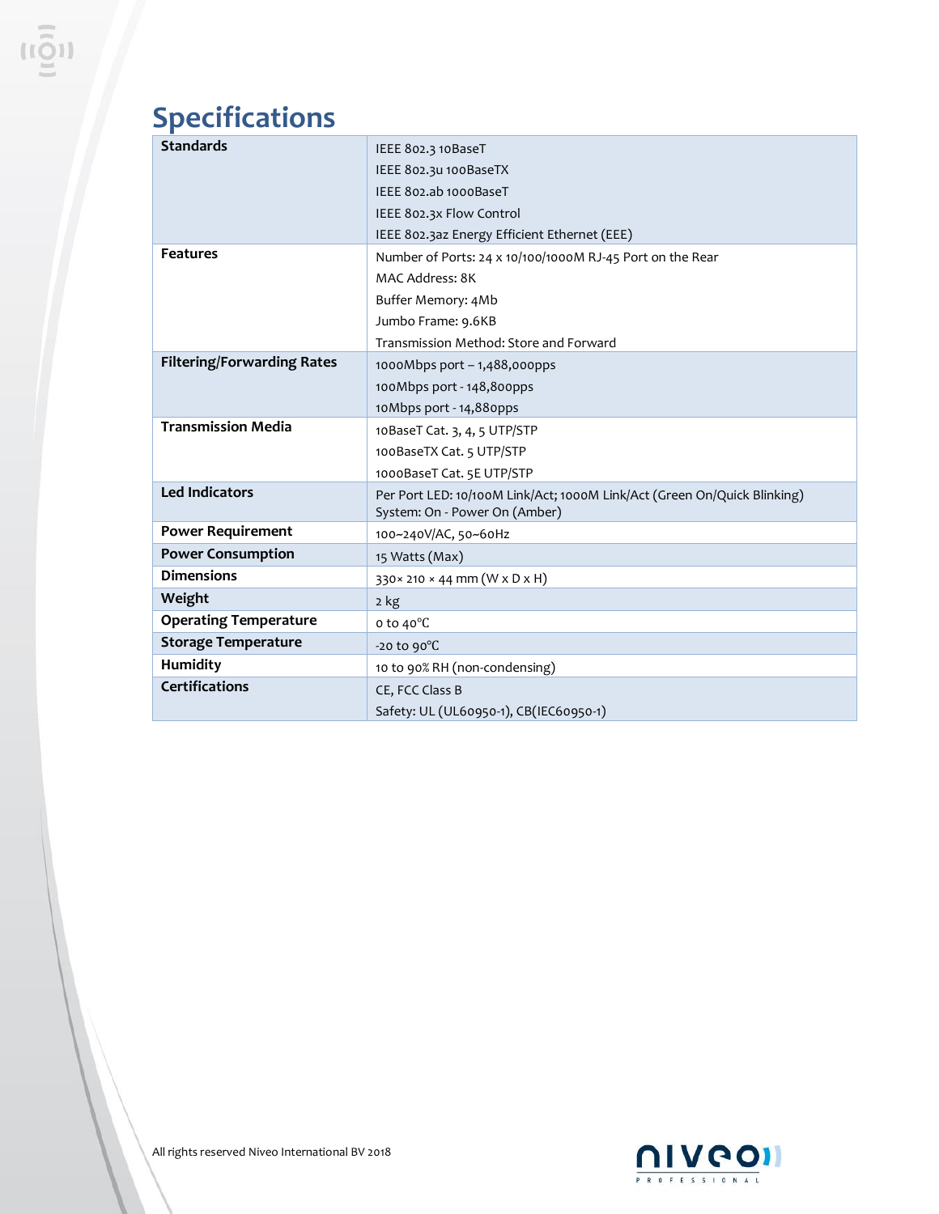# Specifications

| | |
|---|---|
| **Standards** | IEEE 802.3 10BaseT<br>IEEE 802.3u 100BaseTX<br>IEEE 802.ab 1000BaseT<br>IEEE 802.3x Flow Control<br>IEEE 802.3az Energy Efficient Ethernet (EEE) |
| **Features** | Number of Ports: 24 x 10/100/1000M RJ-45 Port on the Rear<br>MAC Address: 8K<br>Buffer Memory: 4Mb<br>Jumbo Frame: 9.6KB<br>Transmission Method: Store and Forward |
| **Filtering/Forwarding Rates** | 1000Mbps port – 1,488,000pps<br>100Mbps port - 148,800pps<br>10Mbps port - 14,880pps |
| **Transmission Media** | 10BaseT Cat. 3, 4, 5 UTP/STP<br>100BaseTX Cat. 5 UTP/STP<br>1000BaseT Cat. 5E UTP/STP |
| **Led Indicators** | Per Port LED: 10/100M Link/Act; 1000M Link/Act (Green On/Quick Blinking)<br>System: On - Power On (Amber) |
| **Power Requirement** | 100~240V/AC, 50~60Hz |
| **Power Consumption** | 15 Watts (Max) |
| **Dimensions** | 330× 210 × 44 mm (W x D x H) |
| **Weight** | 2 kg |
| **Operating Temperature** | 0 to 40℃ |
| **Storage Temperature** | -20 to 90℃ |
| **Humidity** | 10 to 90% RH (non-condensing) |
| **Certifications** | CE, FCC Class B<br>Safety: UL (UL60950-1), CB(IEC60950-1) |

All rights reserved Niveo International BV 2018